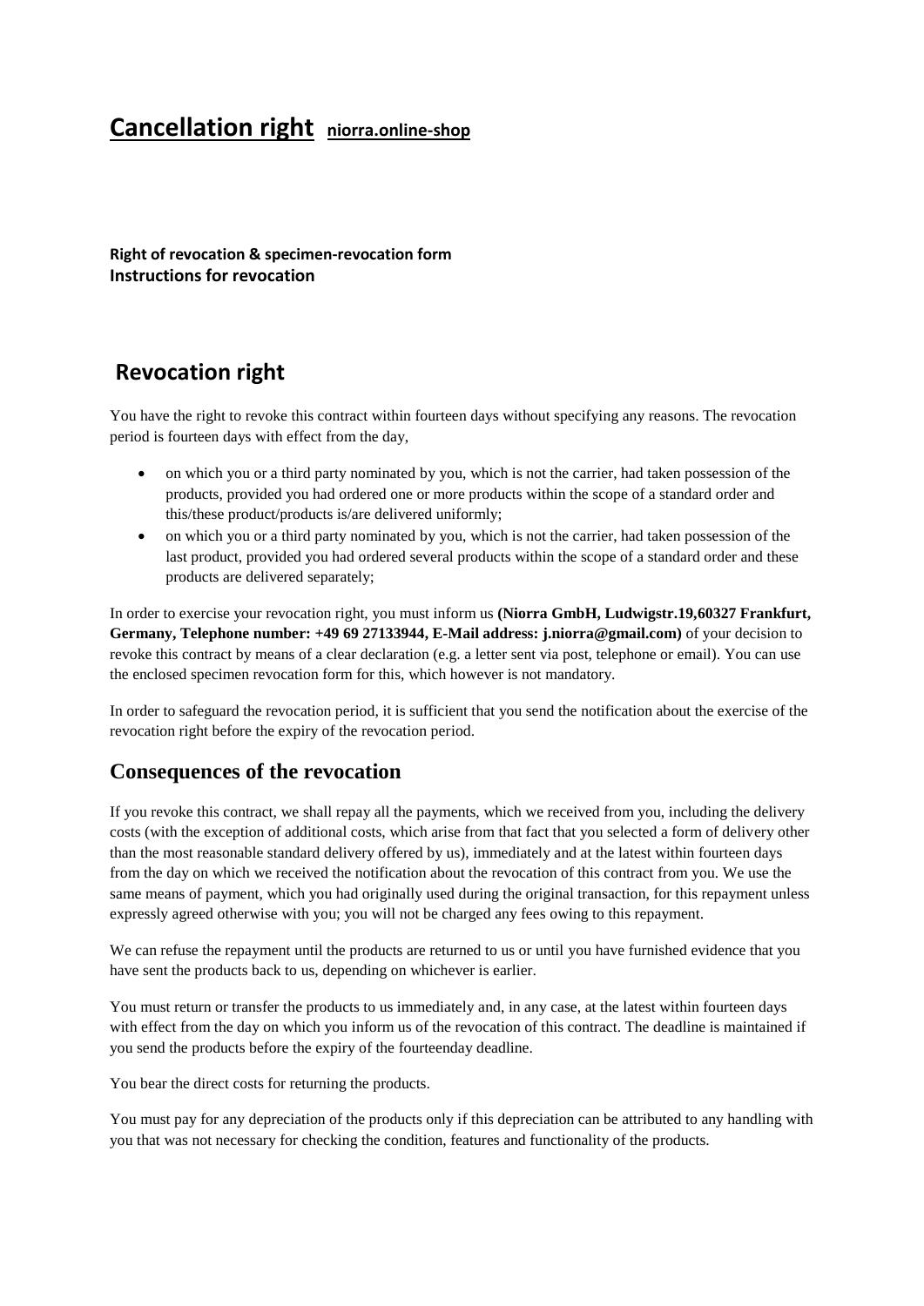# Cancellation right niorra.online-shop

**Right of revocation & specimen-revocation form**
**Instructions for revocation**

## Revocation right

You have the right to revoke this contract within fourteen days without specifying any reasons. The revocation period is fourteen days with effect from the day,

- on which you or a third party nominated by you, which is not the carrier, had taken possession of the products, provided you had ordered one or more products within the scope of a standard order and this/these product/products is/are delivered uniformly;
- on which you or a third party nominated by you, which is not the carrier, had taken possession of the last product, provided you had ordered several products within the scope of a standard order and these products are delivered separately;

In order to exercise your revocation right, you must inform us **(Niorra GmbH, Ludwigstr.19,60327 Frankfurt, Germany, Telephone number: +49 69 27133944, E-Mail address: j.niorra@gmail.com)** of your decision to revoke this contract by means of a clear declaration (e.g. a letter sent via post, telephone or email). You can use the enclosed specimen revocation form for this, which however is not mandatory.

In order to safeguard the revocation period, it is sufficient that you send the notification about the exercise of the revocation right before the expiry of the revocation period.

## Consequences of the revocation

If you revoke this contract, we shall repay all the payments, which we received from you, including the delivery costs (with the exception of additional costs, which arise from that fact that you selected a form of delivery other than the most reasonable standard delivery offered by us), immediately and at the latest within fourteen days from the day on which we received the notification about the revocation of this contract from you. We use the same means of payment, which you had originally used during the original transaction, for this repayment unless expressly agreed otherwise with you; you will not be charged any fees owing to this repayment.

We can refuse the repayment until the products are returned to us or until you have furnished evidence that you have sent the products back to us, depending on whichever is earlier.

You must return or transfer the products to us immediately and, in any case, at the latest within fourteen days with effect from the day on which you inform us of the revocation of this contract. The deadline is maintained if you send the products before the expiry of the fourteenday deadline.

You bear the direct costs for returning the products.

You must pay for any depreciation of the products only if this depreciation can be attributed to any handling with you that was not necessary for checking the condition, features and functionality of the products.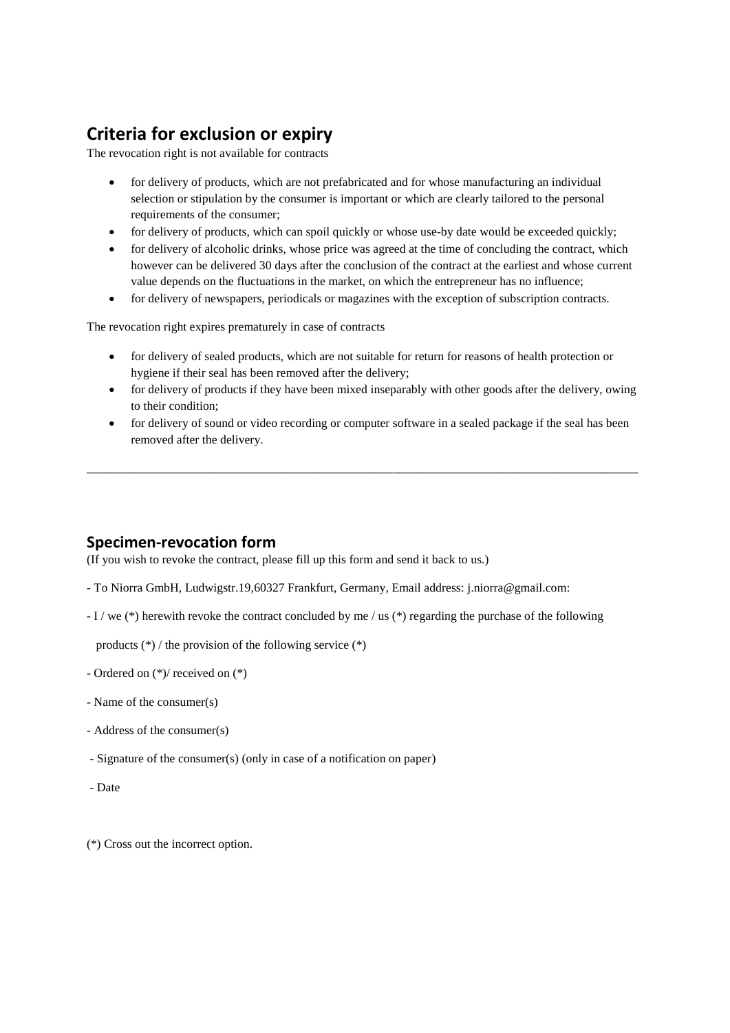## Criteria for exclusion or expiry

The revocation right is not available for contracts

- for delivery of products, which are not prefabricated and for whose manufacturing an individual selection or stipulation by the consumer is important or which are clearly tailored to the personal requirements of the consumer;
- for delivery of products, which can spoil quickly or whose use-by date would be exceeded quickly;
- for delivery of alcoholic drinks, whose price was agreed at the time of concluding the contract, which however can be delivered 30 days after the conclusion of the contract at the earliest and whose current value depends on the fluctuations in the market, on which the entrepreneur has no influence;
- for delivery of newspapers, periodicals or magazines with the exception of subscription contracts.

The revocation right expires prematurely in case of contracts

- for delivery of sealed products, which are not suitable for return for reasons of health protection or hygiene if their seal has been removed after the delivery;
- for delivery of products if they have been mixed inseparably with other goods after the delivery, owing to their condition;
- for delivery of sound or video recording or computer software in a sealed package if the seal has been removed after the delivery.

---

## Specimen-revocation form

(If you wish to revoke the contract, please fill up this form and send it back to us.)

- To Niorra GmbH, Ludwigstr.19,60327 Frankfurt, Germany, Email address: j.niorra@gmail.com:

- I / we (*) herewith revoke the contract concluded by me / us (*) regarding the purchase of the following

  products (*) / the provision of the following service (*)

- Ordered on (*)/ received on (*)

- Name of the consumer(s)

- Address of the consumer(s)

- Signature of the consumer(s) (only in case of a notification on paper)

- Date

(*) Cross out the incorrect option.